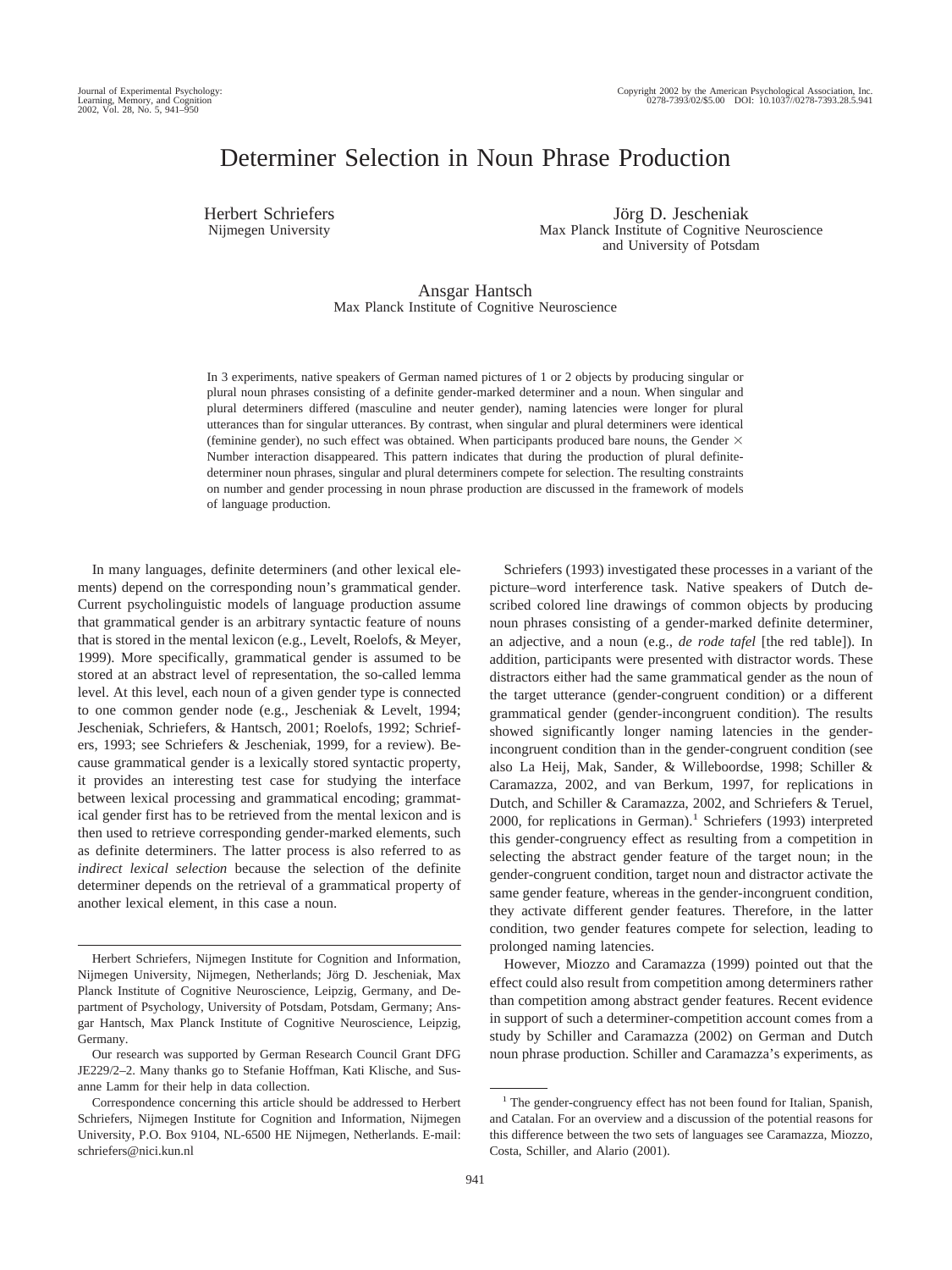# Determiner Selection in Noun Phrase Production

Herbert Schriefers
Nijmegen University

Jörg D. Jescheniak
Max Planck Institute of Cognitive Neuroscience
and University of Potsdam

Ansgar Hantsch
Max Planck Institute of Cognitive Neuroscience

In 3 experiments, native speakers of German named pictures of 1 or 2 objects by producing singular or plural noun phrases consisting of a definite gender-marked determiner and a noun. When singular and plural determiners differed (masculine and neuter gender), naming latencies were longer for plural utterances than for singular utterances. By contrast, when singular and plural determiners were identical (feminine gender), no such effect was obtained. When participants produced bare nouns, the Gender × Number interaction disappeared. This pattern indicates that during the production of plural definite-determiner noun phrases, singular and plural determiners compete for selection. The resulting constraints on number and gender processing in noun phrase production are discussed in the framework of models of language production.

In many languages, definite determiners (and other lexical elements) depend on the corresponding noun's grammatical gender. Current psycholinguistic models of language production assume that grammatical gender is an arbitrary syntactic feature of nouns that is stored in the mental lexicon (e.g., Levelt, Roelofs, & Meyer, 1999). More specifically, grammatical gender is assumed to be stored at an abstract level of representation, the so-called lemma level. At this level, each noun of a given gender type is connected to one common gender node (e.g., Jescheniak & Levelt, 1994; Jescheniak, Schriefers, & Hantsch, 2001; Roelofs, 1992; Schriefers, 1993; see Schriefers & Jescheniak, 1999, for a review). Because grammatical gender is a lexically stored syntactic property, it provides an interesting test case for studying the interface between lexical processing and grammatical encoding; grammatical gender first has to be retrieved from the mental lexicon and is then used to retrieve corresponding gender-marked elements, such as definite determiners. The latter process is also referred to as *indirect lexical selection* because the selection of the definite determiner depends on the retrieval of a grammatical property of another lexical element, in this case a noun.

Schriefers (1993) investigated these processes in a variant of the picture–word interference task. Native speakers of Dutch described colored line drawings of common objects by producing noun phrases consisting of a gender-marked definite determiner, an adjective, and a noun (e.g., *de rode tafel* [the red table]). In addition, participants were presented with distractor words. These distractors either had the same grammatical gender as the noun of the target utterance (gender-congruent condition) or a different grammatical gender (gender-incongruent condition). The results showed significantly longer naming latencies in the gender-incongruent condition than in the gender-congruent condition (see also La Heij, Mak, Sander, & Willeboordse, 1998; Schiller & Caramazza, 2002, and van Berkum, 1997, for replications in Dutch, and Schiller & Caramazza, 2002, and Schriefers & Teruel, 2000, for replications in German).[1] Schriefers (1993) interpreted this gender-congruency effect as resulting from a competition in selecting the abstract gender feature of the target noun; in the gender-congruent condition, target noun and distractor activate the same gender feature, whereas in the gender-incongruent condition, they activate different gender features. Therefore, in the latter condition, two gender features compete for selection, leading to prolonged naming latencies.

However, Miozzo and Caramazza (1999) pointed out that the effect could also result from competition among determiners rather than competition among abstract gender features. Recent evidence in support of such a determiner-competition account comes from a study by Schiller and Caramazza (2002) on German and Dutch noun phrase production. Schiller and Caramazza's experiments, as

---

Herbert Schriefers, Nijmegen Institute for Cognition and Information, Nijmegen University, Nijmegen, Netherlands; Jörg D. Jescheniak, Max Planck Institute of Cognitive Neuroscience, Leipzig, Germany, and Department of Psychology, University of Potsdam, Potsdam, Germany; Ansgar Hantsch, Max Planck Institute of Cognitive Neuroscience, Leipzig, Germany.

Our research was supported by German Research Council Grant DFG JE229/2–2. Many thanks go to Stefanie Hoffman, Kati Klische, and Susanne Lamm for their help in data collection.

Correspondence concerning this article should be addressed to Herbert Schriefers, Nijmegen Institute for Cognition and Information, Nijmegen University, P.O. Box 9104, NL-6500 HE Nijmegen, Netherlands. E-mail: schriefers@nici.kun.nl

[1] The gender-congruency effect has not been found for Italian, Spanish, and Catalan. For an overview and a discussion of the potential reasons for this difference between the two sets of languages see Caramazza, Miozzo, Costa, Schiller, and Alario (2001).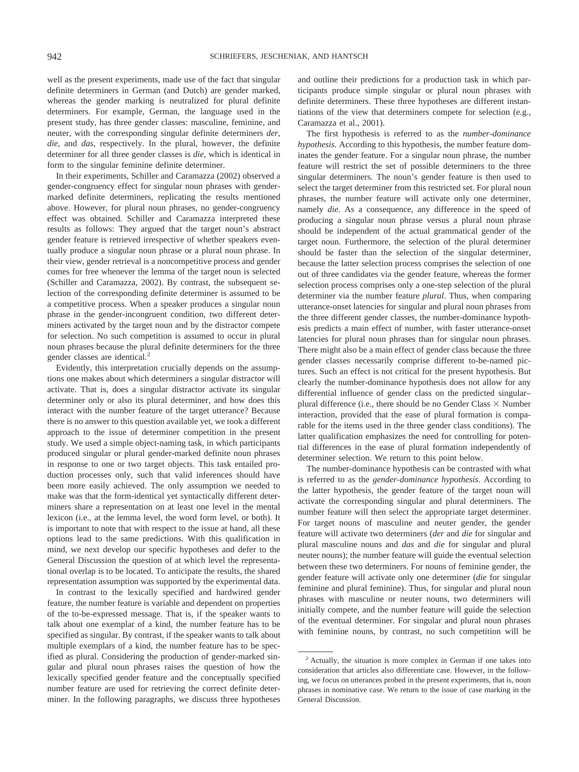well as the present experiments, made use of the fact that singular definite determiners in German (and Dutch) are gender marked, whereas the gender marking is neutralized for plural definite determiners. For example, German, the language used in the present study, has three gender classes: masculine, feminine, and neuter, with the corresponding singular definite determiners *der*, *die*, and *das*, respectively. In the plural, however, the definite determiner for all three gender classes is *die*, which is identical in form to the singular feminine definite determiner.

In their experiments, Schiller and Caramazza (2002) observed a gender-congruency effect for singular noun phrases with gender-marked definite determiners, replicating the results mentioned above. However, for plural noun phrases, no gender-congruency effect was obtained. Schiller and Caramazza interpreted these results as follows: They argued that the target noun's abstract gender feature is retrieved irrespective of whether speakers eventually produce a singular noun phrase or a plural noun phrase. In their view, gender retrieval is a noncompetitive process and gender comes for free whenever the lemma of the target noun is selected (Schiller and Caramazza, 2002). By contrast, the subsequent selection of the corresponding definite determiner is assumed to be a competitive process. When a speaker produces a singular noun phrase in the gender-incongruent condition, two different determiners activated by the target noun and by the distractor compete for selection. No such competition is assumed to occur in plural noun phrases because the plural definite determiners for the three gender classes are identical.[2]

Evidently, this interpretation crucially depends on the assumptions one makes about which determiners a singular distractor will activate. That is, does a singular distractor activate its singular determiner only or also its plural determiner, and how does this interact with the number feature of the target utterance? Because there is no answer to this question available yet, we took a different approach to the issue of determiner competition in the present study. We used a simple object-naming task, in which participants produced singular or plural gender-marked definite noun phrases in response to one or two target objects. This task entailed production processes only, such that valid inferences should have been more easily achieved. The only assumption we needed to make was that the form-identical yet syntactically different determiners share a representation on at least one level in the mental lexicon (i.e., at the lemma level, the word form level, or both). It is important to note that with respect to the issue at hand, all these options lead to the same predictions. With this qualification in mind, we next develop our specific hypotheses and defer to the General Discussion the question of at which level the representational overlap is to be located. To anticipate the results, the shared representation assumption was supported by the experimental data.

In contrast to the lexically specified and hardwired gender feature, the number feature is variable and dependent on properties of the to-be-expressed message. That is, if the speaker wants to talk about one exemplar of a kind, the number feature has to be specified as singular. By contrast, if the speaker wants to talk about multiple exemplars of a kind, the number feature has to be specified as plural. Considering the production of gender-marked singular and plural noun phrases raises the question of how the lexically specified gender feature and the conceptually specified number feature are used for retrieving the correct definite determiner. In the following paragraphs, we discuss three hypotheses and outline their predictions for a production task in which participants produce simple singular or plural noun phrases with definite determiners. These three hypotheses are different instantiations of the view that determiners compete for selection (e.g., Caramazza et al., 2001).

The first hypothesis is referred to as the *number-dominance hypothesis*. According to this hypothesis, the number feature dominates the gender feature. For a singular noun phrase, the number feature will restrict the set of possible determiners to the three singular determiners. The noun's gender feature is then used to select the target determiner from this restricted set. For plural noun phrases, the number feature will activate only one determiner, namely *die*. As a consequence, any difference in the speed of producing a singular noun phrase versus a plural noun phrase should be independent of the actual grammatical gender of the target noun. Furthermore, the selection of the plural determiner should be faster than the selection of the singular determiner, because the latter selection process comprises the selection of one out of three candidates via the gender feature, whereas the former selection process comprises only a one-step selection of the plural determiner via the number feature *plural*. Thus, when comparing utterance-onset latencies for singular and plural noun phrases from the three different gender classes, the number-dominance hypothesis predicts a main effect of number, with faster utterance-onset latencies for plural noun phrases than for singular noun phrases. There might also be a main effect of gender class because the three gender classes necessarily comprise different to-be-named pictures. Such an effect is not critical for the present hypothesis. But clearly the number-dominance hypothesis does not allow for any differential influence of gender class on the predicted singular–plural difference (i.e., there should be no Gender Class × Number interaction, provided that the ease of plural formation is comparable for the items used in the three gender class conditions). The latter qualification emphasizes the need for controlling for potential differences in the ease of plural formation independently of determiner selection. We return to this point below.

The number-dominance hypothesis can be contrasted with what is referred to as the *gender-dominance hypothesis*. According to the latter hypothesis, the gender feature of the target noun will activate the corresponding singular and plural determiners. The number feature will then select the appropriate target determiner. For target nouns of masculine and neuter gender, the gender feature will activate two determiners (*der* and *die* for singular and plural masculine nouns and *das* and *die* for singular and plural neuter nouns); the number feature will guide the eventual selection between these two determiners. For nouns of feminine gender, the gender feature will activate only one determiner (*die* for singular feminine and plural feminine). Thus, for singular and plural noun phrases with masculine or neuter nouns, two determiners will initially compete, and the number feature will guide the selection of the eventual determiner. For singular and plural noun phrases with feminine nouns, by contrast, no such competition will be

[2] Actually, the situation is more complex in German if one takes into consideration that articles also differentiate case. However, in the following, we focus on utterances probed in the present experiments, that is, noun phrases in nominative case. We return to the issue of case marking in the General Discussion.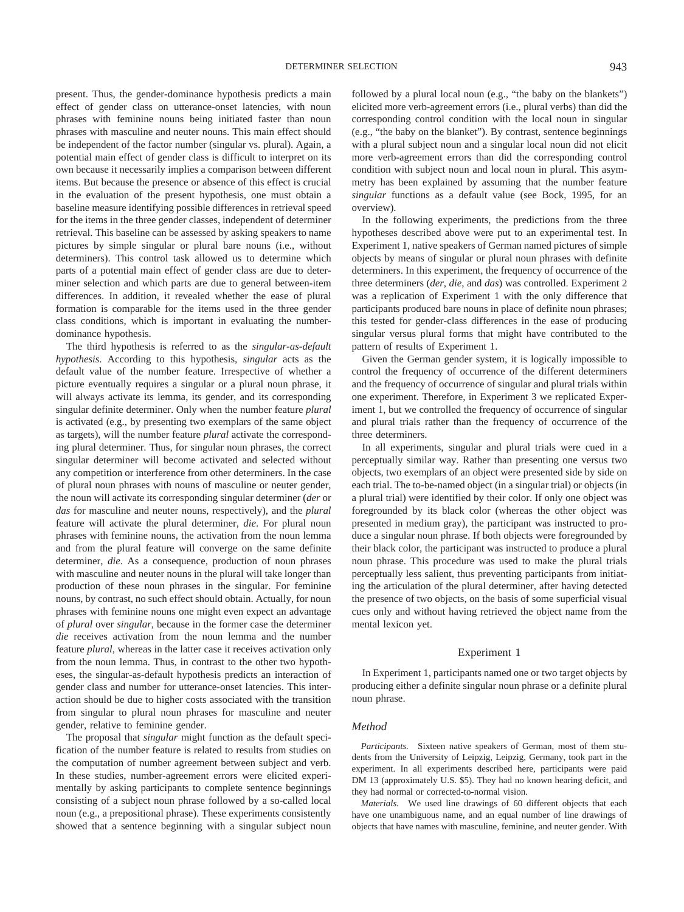present. Thus, the gender-dominance hypothesis predicts a main effect of gender class on utterance-onset latencies, with noun phrases with feminine nouns being initiated faster than noun phrases with masculine and neuter nouns. This main effect should be independent of the factor number (singular vs. plural). Again, a potential main effect of gender class is difficult to interpret on its own because it necessarily implies a comparison between different items. But because the presence or absence of this effect is crucial in the evaluation of the present hypothesis, one must obtain a baseline measure identifying possible differences in retrieval speed for the items in the three gender classes, independent of determiner retrieval. This baseline can be assessed by asking speakers to name pictures by simple singular or plural bare nouns (i.e., without determiners). This control task allowed us to determine which parts of a potential main effect of gender class are due to determiner selection and which parts are due to general between-item differences. In addition, it revealed whether the ease of plural formation is comparable for the items used in the three gender class conditions, which is important in evaluating the number-dominance hypothesis.

The third hypothesis is referred to as the *singular-as-default hypothesis*. According to this hypothesis, *singular* acts as the default value of the number feature. Irrespective of whether a picture eventually requires a singular or a plural noun phrase, it will always activate its lemma, its gender, and its corresponding singular definite determiner. Only when the number feature *plural* is activated (e.g., by presenting two exemplars of the same object as targets), will the number feature *plural* activate the corresponding plural determiner. Thus, for singular noun phrases, the correct singular determiner will become activated and selected without any competition or interference from other determiners. In the case of plural noun phrases with nouns of masculine or neuter gender, the noun will activate its corresponding singular determiner (*der* or *das* for masculine and neuter nouns, respectively), and the *plural* feature will activate the plural determiner, *die*. For plural noun phrases with feminine nouns, the activation from the noun lemma and from the plural feature will converge on the same definite determiner, *die*. As a consequence, production of noun phrases with masculine and neuter nouns in the plural will take longer than production of these noun phrases in the singular. For feminine nouns, by contrast, no such effect should obtain. Actually, for noun phrases with feminine nouns one might even expect an advantage of *plural* over *singular*, because in the former case the determiner *die* receives activation from the noun lemma and the number feature *plural*, whereas in the latter case it receives activation only from the noun lemma. Thus, in contrast to the other two hypotheses, the singular-as-default hypothesis predicts an interaction of gender class and number for utterance-onset latencies. This interaction should be due to higher costs associated with the transition from singular to plural noun phrases for masculine and neuter gender, relative to feminine gender.

The proposal that *singular* might function as the default specification of the number feature is related to results from studies on the computation of number agreement between subject and verb. In these studies, number-agreement errors were elicited experimentally by asking participants to complete sentence beginnings consisting of a subject noun phrase followed by a so-called local noun (e.g., a prepositional phrase). These experiments consistently showed that a sentence beginning with a singular subject noun followed by a plural local noun (e.g., "the baby on the blankets") elicited more verb-agreement errors (i.e., plural verbs) than did the corresponding control condition with the local noun in singular (e.g., "the baby on the blanket"). By contrast, sentence beginnings with a plural subject noun and a singular local noun did not elicit more verb-agreement errors than did the corresponding control condition with subject noun and local noun in plural. This asymmetry has been explained by assuming that the number feature *singular* functions as a default value (see Bock, 1995, for an overview).

In the following experiments, the predictions from the three hypotheses described above were put to an experimental test. In Experiment 1, native speakers of German named pictures of simple objects by means of singular or plural noun phrases with definite determiners. In this experiment, the frequency of occurrence of the three determiners (*der*, *die*, and *das*) was controlled. Experiment 2 was a replication of Experiment 1 with the only difference that participants produced bare nouns in place of definite noun phrases; this tested for gender-class differences in the ease of producing singular versus plural forms that might have contributed to the pattern of results of Experiment 1.

Given the German gender system, it is logically impossible to control the frequency of occurrence of the different determiners and the frequency of occurrence of singular and plural trials within one experiment. Therefore, in Experiment 3 we replicated Experiment 1, but we controlled the frequency of occurrence of singular and plural trials rather than the frequency of occurrence of the three determiners.

In all experiments, singular and plural trials were cued in a perceptually similar way. Rather than presenting one versus two objects, two exemplars of an object were presented side by side on each trial. The to-be-named object (in a singular trial) or objects (in a plural trial) were identified by their color. If only one object was foregrounded by its black color (whereas the other object was presented in medium gray), the participant was instructed to produce a singular noun phrase. If both objects were foregrounded by their black color, the participant was instructed to produce a plural noun phrase. This procedure was used to make the plural trials perceptually less salient, thus preventing participants from initiating the articulation of the plural determiner, after having detected the presence of two objects, on the basis of some superficial visual cues only and without having retrieved the object name from the mental lexicon yet.

## Experiment 1

In Experiment 1, participants named one or two target objects by producing either a definite singular noun phrase or a definite plural noun phrase.

### Method

*Participants.* Sixteen native speakers of German, most of them students from the University of Leipzig, Leipzig, Germany, took part in the experiment. In all experiments described here, participants were paid DM 13 (approximately U.S. $5). They had no known hearing deficit, and they had normal or corrected-to-normal vision.

*Materials.* We used line drawings of 60 different objects that each have one unambiguous name, and an equal number of line drawings of objects that have names with masculine, feminine, and neuter gender. With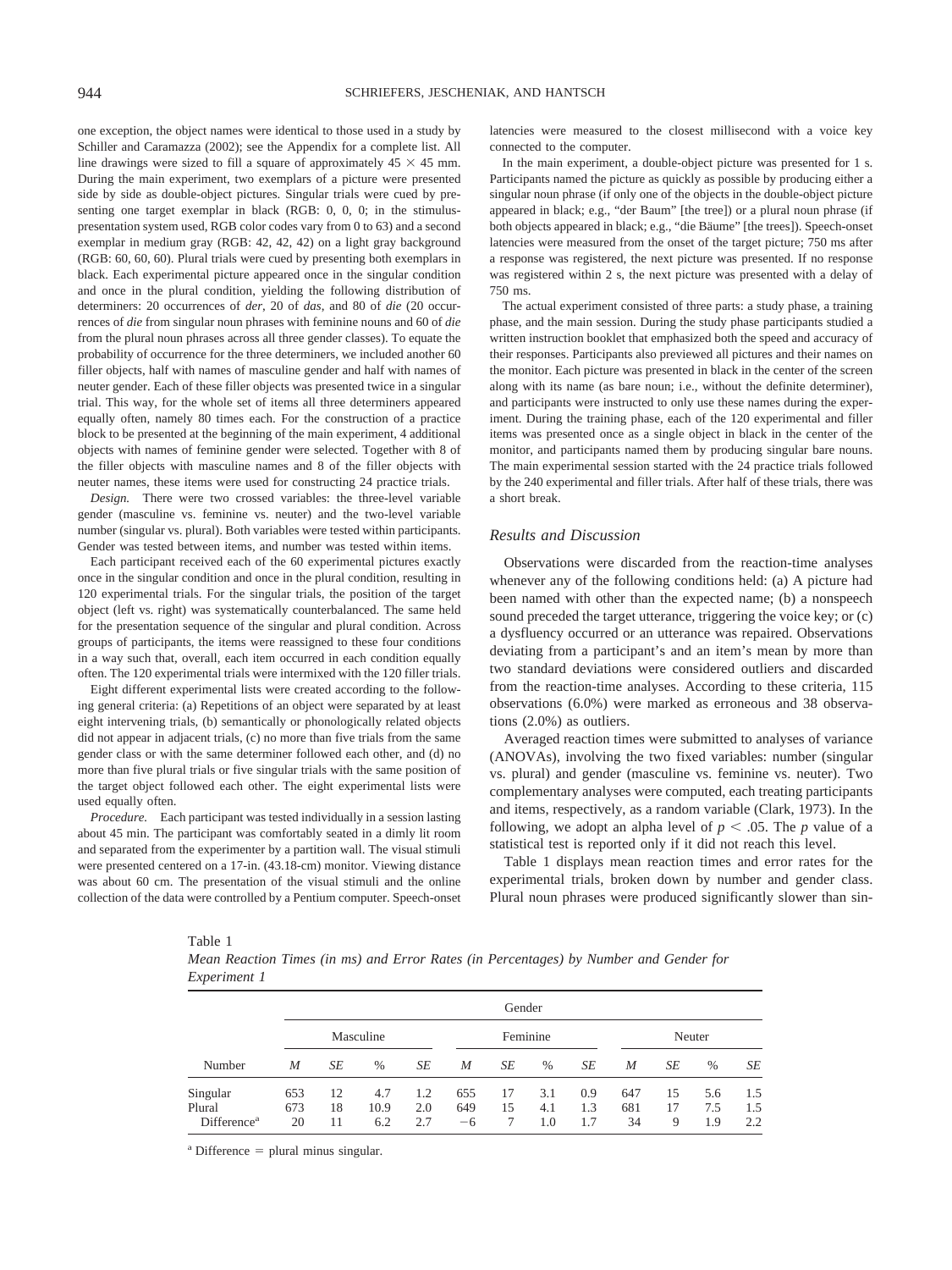one exception, the object names were identical to those used in a study by Schiller and Caramazza (2002); see the Appendix for a complete list. All line drawings were sized to fill a square of approximately 45 × 45 mm. During the main experiment, two exemplars of a picture were presented side by side as double-object pictures. Singular trials were cued by presenting one target exemplar in black (RGB: 0, 0, 0; in the stimulus-presentation system used, RGB color codes vary from 0 to 63) and a second exemplar in medium gray (RGB: 42, 42, 42) on a light gray background (RGB: 60, 60, 60). Plural trials were cued by presenting both exemplars in black. Each experimental picture appeared once in the singular condition and once in the plural condition, yielding the following distribution of determiners: 20 occurrences of *der*, 20 of *das*, and 80 of *die* (20 occurrences of *die* from singular noun phrases with feminine nouns and 60 of *die* from the plural noun phrases across all three gender classes). To equate the probability of occurrence for the three determiners, we included another 60 filler objects, half with names of masculine gender and half with names of neuter gender. Each of these filler objects was presented twice in a singular trial. This way, for the whole set of items all three determiners appeared equally often, namely 80 times each. For the construction of a practice block to be presented at the beginning of the main experiment, 4 additional objects with names of feminine gender were selected. Together with 8 of the filler objects with masculine names and 8 of the filler objects with neuter names, these items were used for constructing 24 practice trials.

*Design.* There were two crossed variables: the three-level variable gender (masculine vs. feminine vs. neuter) and the two-level variable number (singular vs. plural). Both variables were tested within participants. Gender was tested between items, and number was tested within items.

Each participant received each of the 60 experimental pictures exactly once in the singular condition and once in the plural condition, resulting in 120 experimental trials. For the singular trials, the position of the target object (left vs. right) was systematically counterbalanced. The same held for the presentation sequence of the singular and plural condition. Across groups of participants, the items were reassigned to these four conditions in a way such that, overall, each item occurred in each condition equally often. The 120 experimental trials were intermixed with the 120 filler trials.

Eight different experimental lists were created according to the following general criteria: (a) Repetitions of an object were separated by at least eight intervening trials, (b) semantically or phonologically related objects did not appear in adjacent trials, (c) no more than five trials from the same gender class or with the same determiner followed each other, and (d) no more than five plural trials or five singular trials with the same position of the target object followed each other. The eight experimental lists were used equally often.

*Procedure.* Each participant was tested individually in a session lasting about 45 min. The participant was comfortably seated in a dimly lit room and separated from the experimenter by a partition wall. The visual stimuli were presented centered on a 17-in. (43.18-cm) monitor. Viewing distance was about 60 cm. The presentation of the visual stimuli and the online collection of the data were controlled by a Pentium computer. Speech-onset latencies were measured to the closest millisecond with a voice key connected to the computer.

In the main experiment, a double-object picture was presented for 1 s. Participants named the picture as quickly as possible by producing either a singular noun phrase (if only one of the objects in the double-object picture appeared in black; e.g., "der Baum" [the tree]) or a plural noun phrase (if both objects appeared in black; e.g., "die Bäume" [the trees]). Speech-onset latencies were measured from the onset of the target picture; 750 ms after a response was registered, the next picture was presented. If no response was registered within 2 s, the next picture was presented with a delay of 750 ms.

The actual experiment consisted of three parts: a study phase, a training phase, and the main session. During the study phase participants studied a written instruction booklet that emphasized both the speed and accuracy of their responses. Participants also previewed all pictures and their names on the monitor. Each picture was presented in black in the center of the screen along with its name (as bare noun; i.e., without the definite determiner), and participants were instructed to only use these names during the experiment. During the training phase, each of the 120 experimental and filler items was presented once as a single object in black in the center of the monitor, and participants named them by producing singular bare nouns. The main experimental session started with the 24 practice trials followed by the 240 experimental and filler trials. After half of these trials, there was a short break.

## Results and Discussion

Observations were discarded from the reaction-time analyses whenever any of the following conditions held: (a) A picture had been named with other than the expected name; (b) a nonspeech sound preceded the target utterance, triggering the voice key; or (c) a dysfluency occurred or an utterance was repaired. Observations deviating from a participant's and an item's mean by more than two standard deviations were considered outliers and discarded from the reaction-time analyses. According to these criteria, 115 observations (6.0%) were marked as erroneous and 38 observations (2.0%) as outliers.

Averaged reaction times were submitted to analyses of variance (ANOVAs), involving the two fixed variables: number (singular vs. plural) and gender (masculine vs. feminine vs. neuter). Two complementary analyses were computed, each treating participants and items, respectively, as a random variable (Clark, 1973). In the following, we adopt an alpha level of $p < .05$. The $p$ value of a statistical test is reported only if it did not reach this level.

Table 1 displays mean reaction times and error rates for the experimental trials, broken down by number and gender class. Plural noun phrases were produced significantly slower than sin-

Table 1
*Mean Reaction Times (in ms) and Error Rates (in Percentages) by Number and Gender for Experiment 1*

| | Gender | | | | | | | | | | | |
|---|---|---|---|---|---|---|---|---|---|---|---|---|
| | Masculine | | | | Feminine | | | | Neuter | | | |
| Number | *M* | *SE* | % | *SE* | *M* | *SE* | % | *SE* | *M* | *SE* | % | *SE* |
| Singular | 653 | 12 | 4.7 | 1.2 | 655 | 17 | 3.1 | 0.9 | 647 | 15 | 5.6 | 1.5 |
| Plural | 673 | 18 | 10.9 | 2.0 | 649 | 15 | 4.1 | 1.3 | 681 | 17 | 7.5 | 1.5 |
| Difference[a] | 20 | 11 | 6.2 | 2.7 | −6 | 7 | 1.0 | 1.7 | 34 | 9 | 1.9 | 2.2 |

[a] Difference = plural minus singular.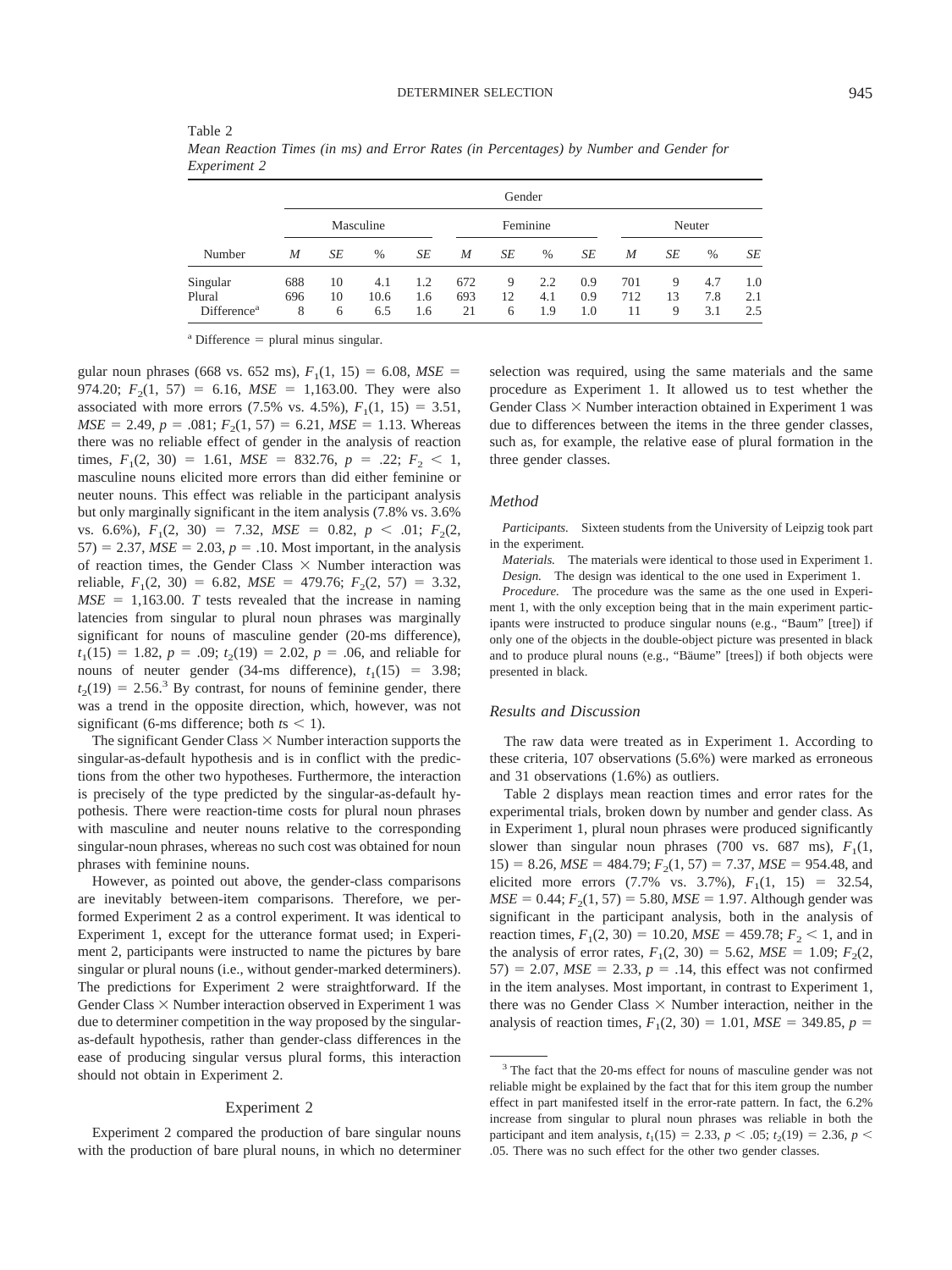Table 2
*Mean Reaction Times (in ms) and Error Rates (in Percentages) by Number and Gender for Experiment 2*

| | Gender | | | | | | | | | | | |
|---|---|---|---|---|---|---|---|---|---|---|---|---|
| | Masculine | | | | Feminine | | | | Neuter | | | |
| Number | *M* | *SE* | % | *SE* | *M* | *SE* | % | *SE* | *M* | *SE* | % | *SE* |
| Singular | 688 | 10 | 4.1 | 1.2 | 672 | 9 | 2.2 | 0.9 | 701 | 9 | 4.7 | 1.0 |
| Plural | 696 | 10 | 10.6 | 1.6 | 693 | 12 | 4.1 | 0.9 | 712 | 13 | 7.8 | 2.1 |
| Difference[a] | 8 | 6 | 6.5 | 1.6 | 21 | 6 | 1.9 | 1.0 | 11 | 9 | 3.1 | 2.5 |

[a] Difference = plural minus singular.

gular noun phrases (668 vs. 652 ms), $F_1(1, 15) = 6.08$, $MSE = 974.20$; $F_2(1, 57) = 6.16$, $MSE = 1{,}163.00$. They were also associated with more errors (7.5% vs. 4.5%), $F_1(1, 15) = 3.51$, $MSE = 2.49$, $p = .081$; $F_2(1, 57) = 6.21$, $MSE = 1.13$. Whereas there was no reliable effect of gender in the analysis of reaction times, $F_1(2, 30) = 1.61$, $MSE = 832.76$, $p = .22$; $F_2 < 1$, masculine nouns elicited more errors than did either feminine or neuter nouns. This effect was reliable in the participant analysis but only marginally significant in the item analysis (7.8% vs. 3.6% vs. 6.6%), $F_1(2, 30) = 7.32$, $MSE = 0.82$, $p < .01$; $F_2(2, 57) = 2.37$, $MSE = 2.03$, $p = .10$. Most important, in the analysis of reaction times, the Gender Class × Number interaction was reliable, $F_1(2, 30) = 6.82$, $MSE = 479.76$; $F_2(2, 57) = 3.32$, $MSE = 1{,}163.00$. *T* tests revealed that the increase in naming latencies from singular to plural noun phrases was marginally significant for nouns of masculine gender (20-ms difference), $t_1(15) = 1.82$, $p = .09$; $t_2(19) = 2.02$, $p = .06$, and reliable for nouns of neuter gender (34-ms difference), $t_1(15) = 3.98$; $t_2(19) = 2.56$.[3] By contrast, for nouns of feminine gender, there was a trend in the opposite direction, which, however, was not significant (6-ms difference; both $ts < 1$).

The significant Gender Class × Number interaction supports the singular-as-default hypothesis and is in conflict with the predictions from the other two hypotheses. Furthermore, the interaction is precisely of the type predicted by the singular-as-default hypothesis. There were reaction-time costs for plural noun phrases with masculine and neuter nouns relative to the corresponding singular-noun phrases, whereas no such cost was obtained for noun phrases with feminine nouns.

However, as pointed out above, the gender-class comparisons are inevitably between-item comparisons. Therefore, we performed Experiment 2 as a control experiment. It was identical to Experiment 1, except for the utterance format used; in Experiment 2, participants were instructed to name the pictures by bare singular or plural nouns (i.e., without gender-marked determiners). The predictions for Experiment 2 were straightforward. If the Gender Class × Number interaction observed in Experiment 1 was due to determiner competition in the way proposed by the singular-as-default hypothesis, rather than gender-class differences in the ease of producing singular versus plural forms, this interaction should not obtain in Experiment 2.

## Experiment 2

Experiment 2 compared the production of bare singular nouns with the production of bare plural nouns, in which no determiner selection was required, using the same materials and the same procedure as Experiment 1. It allowed us to test whether the Gender Class × Number interaction obtained in Experiment 1 was due to differences between the items in the three gender classes, such as, for example, the relative ease of plural formation in the three gender classes.

### Method

*Participants.* Sixteen students from the University of Leipzig took part in the experiment.

*Materials.* The materials were identical to those used in Experiment 1.

*Design.* The design was identical to the one used in Experiment 1.

*Procedure.* The procedure was the same as the one used in Experiment 1, with the only exception being that in the main experiment participants were instructed to produce singular nouns (e.g., "Baum" [tree]) if only one of the objects in the double-object picture was presented in black and to produce plural nouns (e.g., "Bäume" [trees]) if both objects were presented in black.

### Results and Discussion

The raw data were treated as in Experiment 1. According to these criteria, 107 observations (5.6%) were marked as erroneous and 31 observations (1.6%) as outliers.

Table 2 displays mean reaction times and error rates for the experimental trials, broken down by number and gender class. As in Experiment 1, plural noun phrases were produced significantly slower than singular noun phrases (700 vs. 687 ms), $F_1(1, 15) = 8.26$, $MSE = 484.79$; $F_2(1, 57) = 7.37$, $MSE = 954.48$, and elicited more errors (7.7% vs. 3.7%), $F_1(1, 15) = 32.54$, $MSE = 0.44$; $F_2(1, 57) = 5.80$, $MSE = 1.97$. Although gender was significant in the participant analysis, both in the analysis of reaction times, $F_1(2, 30) = 10.20$, $MSE = 459.78$; $F_2 < 1$, and in the analysis of error rates, $F_1(2, 30) = 5.62$, $MSE = 1.09$; $F_2(2, 57) = 2.07$, $MSE = 2.33$, $p = .14$, this effect was not confirmed in the item analyses. Most important, in contrast to Experiment 1, there was no Gender Class × Number interaction, neither in the analysis of reaction times, $F_1(2, 30) = 1.01$, $MSE = 349.85$, $p =$

[3] The fact that the 20-ms effect for nouns of masculine gender was not reliable might be explained by the fact that for this item group the number effect in part manifested itself in the error-rate pattern. In fact, the 6.2% increase from singular to plural noun phrases was reliable in both the participant and item analysis, $t_1(15) = 2.33$, $p < .05$; $t_2(19) = 2.36$, $p < .05$. There was no such effect for the other two gender classes.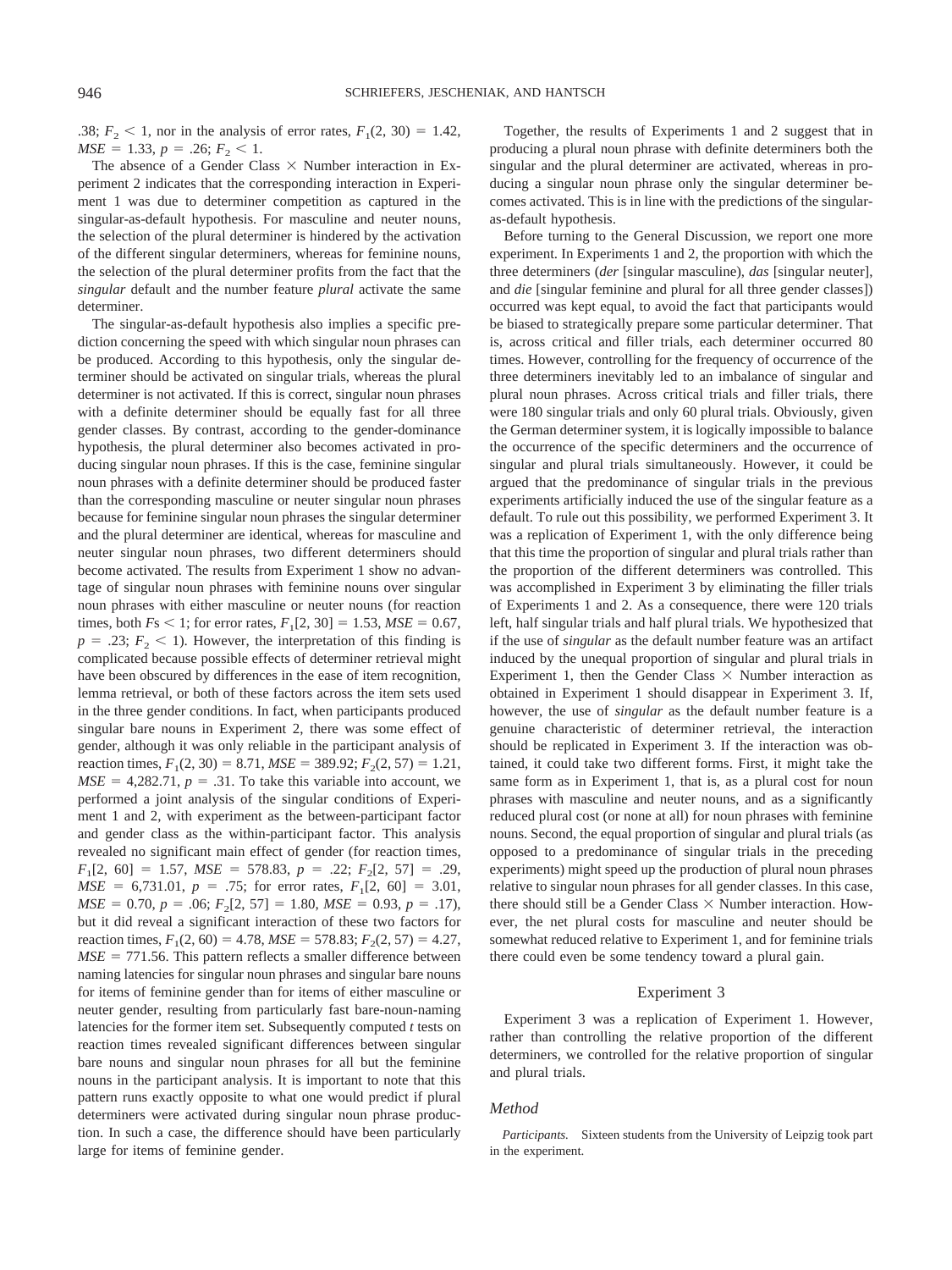.38; $F_2 < 1$, nor in the analysis of error rates, $F_1(2, 30) = 1.42$, $MSE = 1.33$, $p = .26$; $F_2 < 1$.

The absence of a Gender Class × Number interaction in Experiment 2 indicates that the corresponding interaction in Experiment 1 was due to determiner competition as captured in the singular-as-default hypothesis. For masculine and neuter nouns, the selection of the plural determiner is hindered by the activation of the different singular determiners, whereas for feminine nouns, the selection of the plural determiner profits from the fact that the *singular* default and the number feature *plural* activate the same determiner.

The singular-as-default hypothesis also implies a specific prediction concerning the speed with which singular noun phrases can be produced. According to this hypothesis, only the singular determiner should be activated on singular trials, whereas the plural determiner is not activated. If this is correct, singular noun phrases with a definite determiner should be equally fast for all three gender classes. By contrast, according to the gender-dominance hypothesis, the plural determiner also becomes activated in producing singular noun phrases. If this is the case, feminine singular noun phrases with a definite determiner should be produced faster than the corresponding masculine or neuter singular noun phrases because for feminine singular noun phrases the singular determiner and the plural determiner are identical, whereas for masculine and neuter singular noun phrases, two different determiners should become activated. The results from Experiment 1 show no advantage of singular noun phrases with feminine nouns over singular noun phrases with either masculine or neuter nouns (for reaction times, both $F$s $< 1$; for error rates, $F_1[2, 30] = 1.53$, $MSE = 0.67$, $p = .23$; $F_2 < 1$). However, the interpretation of this finding is complicated because possible effects of determiner retrieval might have been obscured by differences in the ease of item recognition, lemma retrieval, or both of these factors across the item sets used in the three gender conditions. In fact, when participants produced singular bare nouns in Experiment 2, there was some effect of gender, although it was only reliable in the participant analysis of reaction times, $F_1(2, 30) = 8.71$, $MSE = 389.92$; $F_2(2, 57) = 1.21$, $MSE = 4{,}282.71$, $p = .31$. To take this variable into account, we performed a joint analysis of the singular conditions of Experiment 1 and 2, with experiment as the between-participant factor and gender class as the within-participant factor. This analysis revealed no significant main effect of gender (for reaction times, $F_1[2, 60] = 1.57$, $MSE = 578.83$, $p = .22$; $F_2[2, 57] = .29$, $MSE = 6{,}731.01$, $p = .75$; for error rates, $F_1[2, 60] = 3.01$, $MSE = 0.70$, $p = .06$; $F_2[2, 57] = 1.80$, $MSE = 0.93$, $p = .17$), but it did reveal a significant interaction of these two factors for reaction times, $F_1(2, 60) = 4.78$, $MSE = 578.83$; $F_2(2, 57) = 4.27$, $MSE = 771.56$. This pattern reflects a smaller difference between naming latencies for singular noun phrases and singular bare nouns for items of feminine gender than for items of either masculine or neuter gender, resulting from particularly fast bare-noun-naming latencies for the former item set. Subsequently computed $t$ tests on reaction times revealed significant differences between singular bare nouns and singular noun phrases for all but the feminine nouns in the participant analysis. It is important to note that this pattern runs exactly opposite to what one would predict if plural determiners were activated during singular noun phrase production. In such a case, the difference should have been particularly large for items of feminine gender.

Together, the results of Experiments 1 and 2 suggest that in producing a plural noun phrase with definite determiners both the singular and the plural determiner are activated, whereas in producing a singular noun phrase only the singular determiner becomes activated. This is in line with the predictions of the singular-as-default hypothesis.

Before turning to the General Discussion, we report one more experiment. In Experiments 1 and 2, the proportion with which the three determiners (*der* [singular masculine], *das* [singular neuter], and *die* [singular feminine and plural for all three gender classes]) occurred was kept equal, to avoid the fact that participants would be biased to strategically prepare some particular determiner. That is, across critical and filler trials, each determiner occurred 80 times. However, controlling for the frequency of occurrence of the three determiners inevitably led to an imbalance of singular and plural noun phrases. Across critical trials and filler trials, there were 180 singular trials and only 60 plural trials. Obviously, given the German determiner system, it is logically impossible to balance the occurrence of the specific determiners and the occurrence of singular and plural trials simultaneously. However, it could be argued that the predominance of singular trials in the previous experiments artificially induced the use of the singular feature as a default. To rule out this possibility, we performed Experiment 3. It was a replication of Experiment 1, with the only difference being that this time the proportion of singular and plural trials rather than the proportion of the different determiners was controlled. This was accomplished in Experiment 3 by eliminating the filler trials of Experiments 1 and 2. As a consequence, there were 120 trials left, half singular trials and half plural trials. We hypothesized that if the use of *singular* as the default number feature was an artifact induced by the unequal proportion of singular and plural trials in Experiment 1, then the Gender Class × Number interaction as obtained in Experiment 1 should disappear in Experiment 3. If, however, the use of *singular* as the default number feature is a genuine characteristic of determiner retrieval, the interaction should be replicated in Experiment 3. If the interaction was obtained, it could take two different forms. First, it might take the same form as in Experiment 1, that is, as a plural cost for noun phrases with masculine and neuter nouns, and as a significantly reduced plural cost (or none at all) for noun phrases with feminine nouns. Second, the equal proportion of singular and plural trials (as opposed to a predominance of singular trials in the preceding experiments) might speed up the production of plural noun phrases relative to singular noun phrases for all gender classes. In this case, there should still be a Gender Class × Number interaction. However, the net plural costs for masculine and neuter should be somewhat reduced relative to Experiment 1, and for feminine trials there could even be some tendency toward a plural gain.

## Experiment 3

Experiment 3 was a replication of Experiment 1. However, rather than controlling the relative proportion of the different determiners, we controlled for the relative proportion of singular and plural trials.

### Method

*Participants.* Sixteen students from the University of Leipzig took part in the experiment.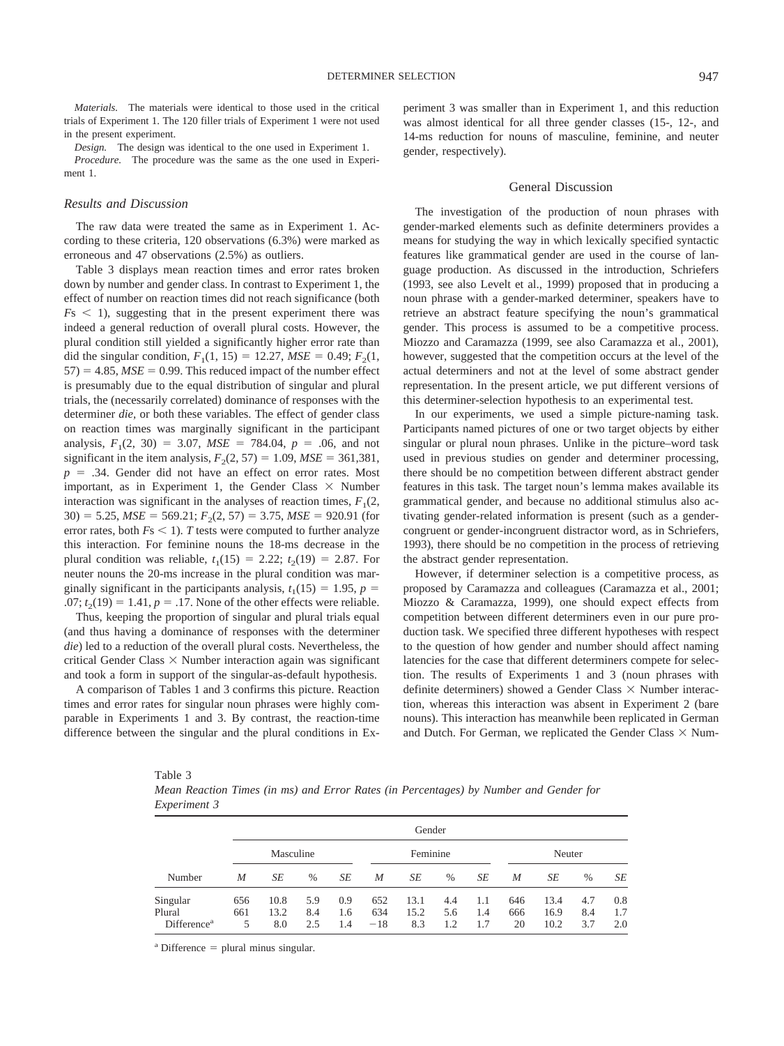*Materials.* The materials were identical to those used in the critical trials of Experiment 1. The 120 filler trials of Experiment 1 were not used in the present experiment.

*Design.* The design was identical to the one used in Experiment 1.

*Procedure.* The procedure was the same as the one used in Experiment 1.

### Results and Discussion

The raw data were treated the same as in Experiment 1. According to these criteria, 120 observations (6.3%) were marked as erroneous and 47 observations (2.5%) as outliers.

Table 3 displays mean reaction times and error rates broken down by number and gender class. In contrast to Experiment 1, the effect of number on reaction times did not reach significance (both $F$s $< 1$), suggesting that in the present experiment there was indeed a general reduction of overall plural costs. However, the plural condition still yielded a significantly higher error rate than did the singular condition, $F_1(1, 15) = 12.27$, $MSE = 0.49$; $F_2(1, 57) = 4.85$, $MSE = 0.99$. This reduced impact of the number effect is presumably due to the equal distribution of singular and plural trials, the (necessarily correlated) dominance of responses with the determiner *die*, or both these variables. The effect of gender class on reaction times was marginally significant in the participant analysis, $F_1(2, 30) = 3.07$, $MSE = 784.04$, $p = .06$, and not significant in the item analysis, $F_2(2, 57) = 1.09$, $MSE = 361{,}381$, $p = .34$. Gender did not have an effect on error rates. Most important, as in Experiment 1, the Gender Class × Number interaction was significant in the analyses of reaction times, $F_1(2, 30) = 5.25$, $MSE = 569.21$; $F_2(2, 57) = 3.75$, $MSE = 920.91$ (for error rates, both $F$s $< 1$). *T* tests were computed to further analyze this interaction. For feminine nouns the 18-ms decrease in the plural condition was reliable, $t_1(15) = 2.22$; $t_2(19) = 2.87$. For neuter nouns the 20-ms increase in the plural condition was marginally significant in the participants analysis, $t_1(15) = 1.95$, $p = .07$; $t_2(19) = 1.41$, $p = .17$. None of the other effects were reliable.

Thus, keeping the proportion of singular and plural trials equal (and thus having a dominance of responses with the determiner *die*) led to a reduction of the overall plural costs. Nevertheless, the critical Gender Class × Number interaction again was significant and took a form in support of the singular-as-default hypothesis.

A comparison of Tables 1 and 3 confirms this picture. Reaction times and error rates for singular noun phrases were highly comparable in Experiments 1 and 3. By contrast, the reaction-time difference between the singular and the plural conditions in Experiment 3 was smaller than in Experiment 1, and this reduction was almost identical for all three gender classes (15-, 12-, and 14-ms reduction for nouns of masculine, feminine, and neuter gender, respectively).

## General Discussion

The investigation of the production of noun phrases with gender-marked elements such as definite determiners provides a means for studying the way in which lexically specified syntactic features like grammatical gender are used in the course of language production. As discussed in the introduction, Schriefers (1993, see also Levelt et al., 1999) proposed that in producing a noun phrase with a gender-marked determiner, speakers have to retrieve an abstract feature specifying the noun's grammatical gender. This process is assumed to be a competitive process. Miozzo and Caramazza (1999, see also Caramazza et al., 2001), however, suggested that the competition occurs at the level of the actual determiners and not at the level of some abstract gender representation. In the present article, we put different versions of this determiner-selection hypothesis to an experimental test.

In our experiments, we used a simple picture-naming task. Participants named pictures of one or two target objects by either singular or plural noun phrases. Unlike in the picture–word task used in previous studies on gender and determiner processing, there should be no competition between different abstract gender features in this task. The target noun's lemma makes available its grammatical gender, and because no additional stimulus also activating gender-related information is present (such as a gender-congruent or gender-incongruent distractor word, as in Schriefers, 1993), there should be no competition in the process of retrieving the abstract gender representation.

However, if determiner selection is a competitive process, as proposed by Caramazza and colleagues (Caramazza et al., 2001; Miozzo & Caramazza, 1999), one should expect effects from competition between different determiners even in our pure production task. We specified three different hypotheses with respect to the question of how gender and number should affect naming latencies for the case that different determiners compete for selection. The results of Experiments 1 and 3 (noun phrases with definite determiners) showed a Gender Class × Number interaction, whereas this interaction was absent in Experiment 2 (bare nouns). This interaction has meanwhile been replicated in German and Dutch. For German, we replicated the Gender Class × Num-

Table 3
*Mean Reaction Times (in ms) and Error Rates (in Percentages) by Number and Gender for Experiment 3*

| | Gender | | | | | | | | | | | |
|---|---|---|---|---|---|---|---|---|---|---|---|---|
| | Masculine | | | | Feminine | | | | Neuter | | | |
| Number | *M* | *SE* | % | *SE* | *M* | *SE* | % | *SE* | *M* | *SE* | % | *SE* |
| Singular | 656 | 10.8 | 5.9 | 0.9 | 652 | 13.1 | 4.4 | 1.1 | 646 | 13.4 | 4.7 | 0.8 |
| Plural | 661 | 13.2 | 8.4 | 1.6 | 634 | 15.2 | 5.6 | 1.4 | 666 | 16.9 | 8.4 | 1.7 |
| Difference[a] | 5 | 8.0 | 2.5 | 1.4 | −18 | 8.3 | 1.2 | 1.7 | 20 | 10.2 | 3.7 | 2.0 |

[a] Difference = plural minus singular.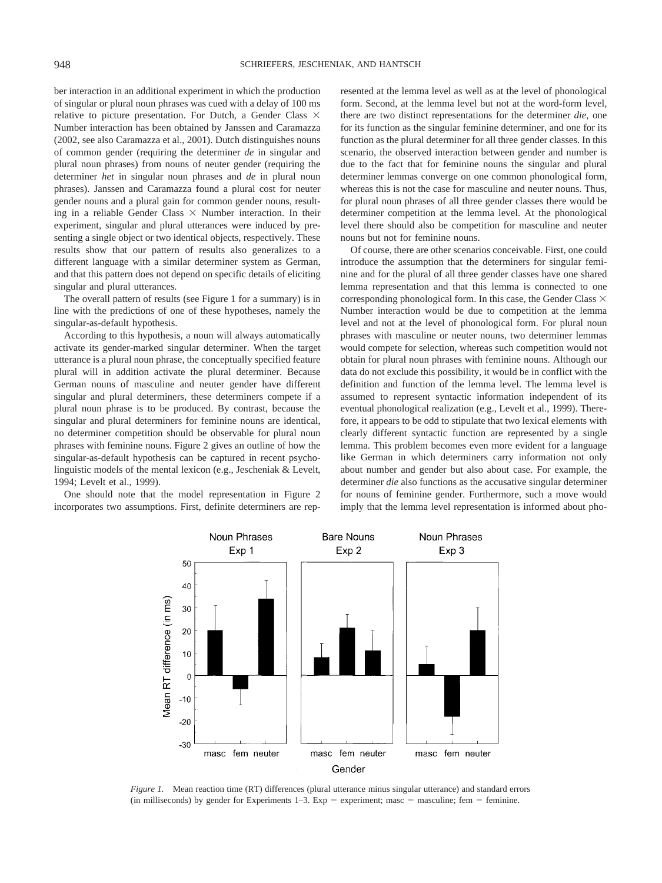ber interaction in an additional experiment in which the production of singular or plural noun phrases was cued with a delay of 100 ms relative to picture presentation. For Dutch, a Gender Class × Number interaction has been obtained by Janssen and Caramazza (2002, see also Caramazza et al., 2001). Dutch distinguishes nouns of common gender (requiring the determiner *de* in singular and plural noun phrases) from nouns of neuter gender (requiring the determiner *het* in singular noun phrases and *de* in plural noun phrases). Janssen and Caramazza found a plural cost for neuter gender nouns and a plural gain for common gender nouns, resulting in a reliable Gender Class × Number interaction. In their experiment, singular and plural utterances were induced by presenting a single object or two identical objects, respectively. These results show that our pattern of results also generalizes to a different language with a similar determiner system as German, and that this pattern does not depend on specific details of eliciting singular and plural utterances.

The overall pattern of results (see Figure 1 for a summary) is in line with the predictions of one of these hypotheses, namely the singular-as-default hypothesis.

According to this hypothesis, a noun will always automatically activate its gender-marked singular determiner. When the target utterance is a plural noun phrase, the conceptually specified feature plural will in addition activate the plural determiner. Because German nouns of masculine and neuter gender have different singular and plural determiners, these determiners compete if a plural noun phrase is to be produced. By contrast, because the singular and plural determiners for feminine nouns are identical, no determiner competition should be observable for plural noun phrases with feminine nouns. Figure 2 gives an outline of how the singular-as-default hypothesis can be captured in recent psycholinguistic models of the mental lexicon (e.g., Jescheniak & Levelt, 1994; Levelt et al., 1999).

One should note that the model representation in Figure 2 incorporates two assumptions. First, definite determiners are represented at the lemma level as well as at the level of phonological form. Second, at the lemma level but not at the word-form level, there are two distinct representations for the determiner *die*, one for its function as the singular feminine determiner, and one for its function as the plural determiner for all three gender classes. In this scenario, the observed interaction between gender and number is due to the fact that for feminine nouns the singular and plural determiner lemmas converge on one common phonological form, whereas this is not the case for masculine and neuter nouns. Thus, for plural noun phrases of all three gender classes there would be determiner competition at the lemma level. At the phonological level there should also be competition for masculine and neuter nouns but not for feminine nouns.

Of course, there are other scenarios conceivable. First, one could introduce the assumption that the determiners for singular feminine and for the plural of all three gender classes have one shared lemma representation and that this lemma is connected to one corresponding phonological form. In this case, the Gender Class × Number interaction would be due to competition at the lemma level and not at the level of phonological form. For plural noun phrases with masculine or neuter nouns, two determiner lemmas would compete for selection, whereas such competition would not obtain for plural noun phrases with feminine nouns. Although our data do not exclude this possibility, it would be in conflict with the definition and function of the lemma level. The lemma level is assumed to represent syntactic information independent of its eventual phonological realization (e.g., Levelt et al., 1999). Therefore, it appears to be odd to stipulate that two lexical elements with clearly different syntactic function are represented by a single lemma. This problem becomes even more evident for a language like German in which determiners carry information not only about number and gender but also about case. For example, the determiner *die* also functions as the accusative singular determiner for nouns of feminine gender. Furthermore, such a move would imply that the lemma level representation is informed about pho-

Noun Phrases Exp 1
Bare Nouns Exp 2
Noun Phrases Exp 3
Mean RT difference (in ms)
50
40
30
20
10
0
-10
-20
-30
masc fem neuter
masc fem neuter
masc fem neuter
Gender

*Figure 1.* Mean reaction time (RT) differences (plural utterance minus singular utterance) and standard errors (in milliseconds) by gender for Experiments 1–3. Exp = experiment; masc = masculine; fem = feminine.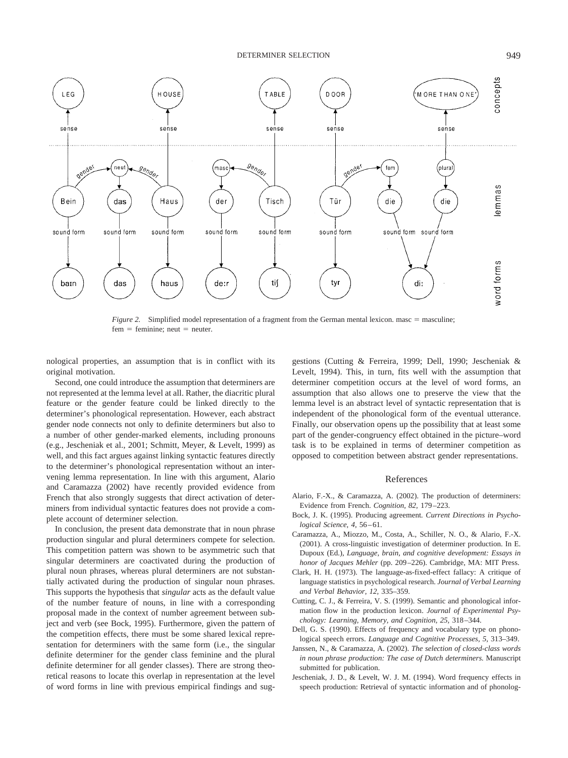*Figure 2.* Simplified model representation of a fragment from the German mental lexicon. masc = masculine; fem = feminine; neut = neuter.

nological properties, an assumption that is in conflict with its original motivation.

Second, one could introduce the assumption that determiners are not represented at the lemma level at all. Rather, the diacritic plural feature or the gender feature could be linked directly to the determiner's phonological representation. However, each abstract gender node connects not only to definite determiners but also to a number of other gender-marked elements, including pronouns (e.g., Jescheniak et al., 2001; Schmitt, Meyer, & Levelt, 1999) as well, and this fact argues against linking syntactic features directly to the determiner's phonological representation without an intervening lemma representation. In line with this argument, Alario and Caramazza (2002) have recently provided evidence from French that also strongly suggests that direct activation of determiners from individual syntactic features does not provide a complete account of determiner selection.

In conclusion, the present data demonstrate that in noun phrase production singular and plural determiners compete for selection. This competition pattern was shown to be asymmetric such that singular determiners are coactivated during the production of plural noun phrases, whereas plural determiners are not substantially activated during the production of singular noun phrases. This supports the hypothesis that *singular* acts as the default value of the number feature of nouns, in line with a corresponding proposal made in the context of number agreement between subject and verb (see Bock, 1995). Furthermore, given the pattern of the competition effects, there must be some shared lexical representation for determiners with the same form (i.e., the singular definite determiner for the gender class feminine and the plural definite determiner for all gender classes). There are strong theoretical reasons to locate this overlap in representation at the level of word forms in line with previous empirical findings and suggestions (Cutting & Ferreira, 1999; Dell, 1990; Jescheniak & Levelt, 1994). This, in turn, fits well with the assumption that determiner competition occurs at the level of word forms, an assumption that also allows one to preserve the view that the lemma level is an abstract level of syntactic representation that is independent of the phonological form of the eventual utterance. Finally, our observation opens up the possibility that at least some part of the gender-congruency effect obtained in the picture–word task is to be explained in terms of determiner competition as opposed to competition between abstract gender representations.

## References

Alario, F.-X., & Caramazza, A. (2002). The production of determiners: Evidence from French. *Cognition, 82,* 179–223.

Bock, J. K. (1995). Producing agreement. *Current Directions in Psychological Science, 4,* 56–61.

Caramazza, A., Miozzo, M., Costa, A., Schiller, N. O., & Alario, F.-X. (2001). A cross-linguistic investigation of determiner production. In E. Dupoux (Ed.), *Language, brain, and cognitive development: Essays in honor of Jacques Mehler* (pp. 209–226). Cambridge, MA: MIT Press.

Clark, H. H. (1973). The language-as-fixed-effect fallacy: A critique of language statistics in psychological research. *Journal of Verbal Learning and Verbal Behavior, 12,* 335–359.

Cutting, C. J., & Ferreira, V. S. (1999). Semantic and phonological information flow in the production lexicon. *Journal of Experimental Psychology: Learning, Memory, and Cognition, 25,* 318–344.

Dell, G. S. (1990). Effects of frequency and vocabulary type on phonological speech errors. *Language and Cognitive Processes, 5,* 313–349.

Janssen, N., & Caramazza, A. (2002). *The selection of closed-class words in noun phrase production: The case of Dutch determiners.* Manuscript submitted for publication.

Jescheniak, J. D., & Levelt, W. J. M. (1994). Word frequency effects in speech production: Retrieval of syntactic information and of phonolog-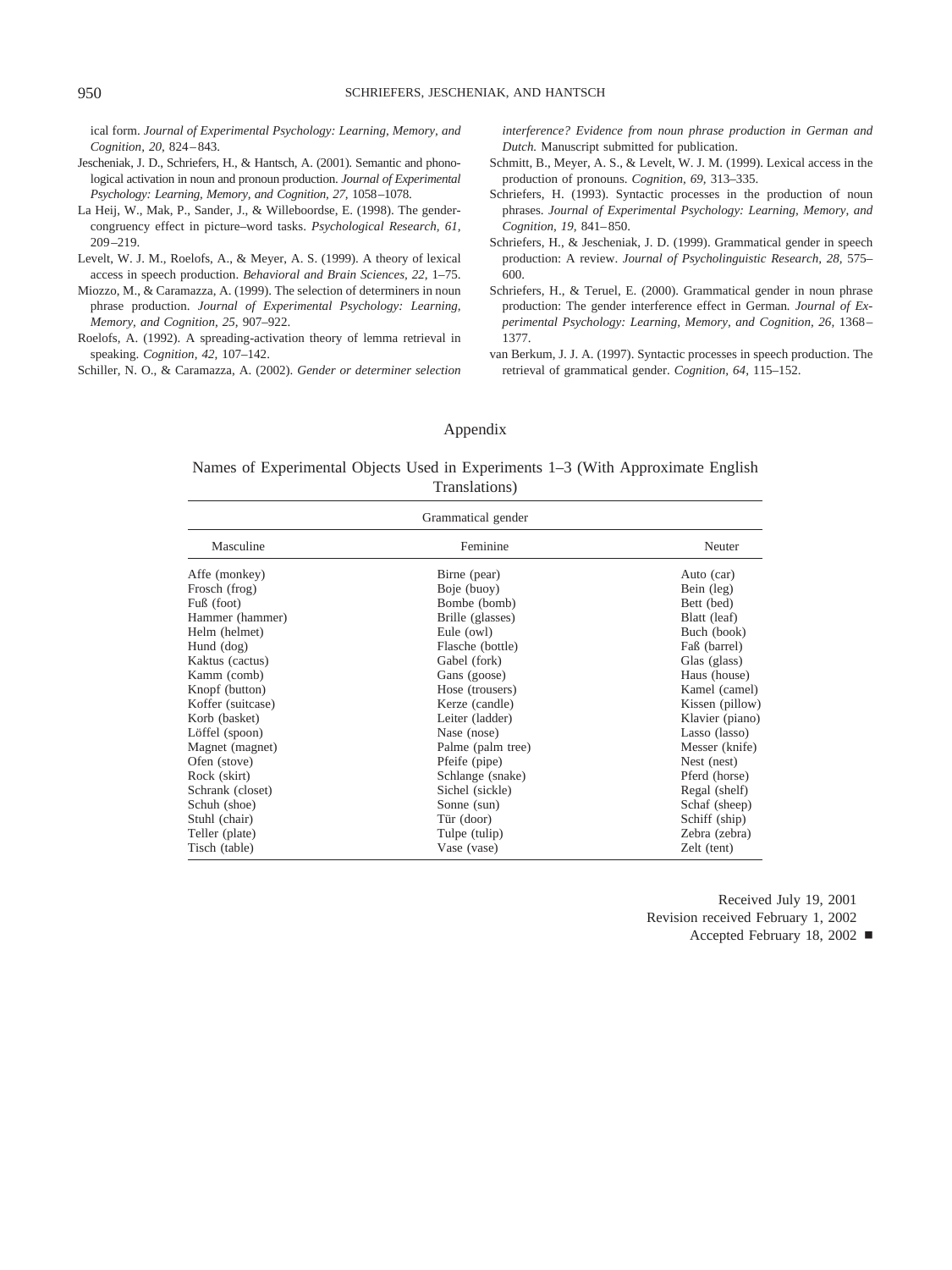ical form. *Journal of Experimental Psychology: Learning, Memory, and Cognition, 20,* 824–843.

Jescheniak, J. D., Schriefers, H., & Hantsch, A. (2001). Semantic and phonological activation in noun and pronoun production. *Journal of Experimental Psychology: Learning, Memory, and Cognition, 27,* 1058–1078.

La Heij, W., Mak, P., Sander, J., & Willeboordse, E. (1998). The gender-congruency effect in picture–word tasks. *Psychological Research, 61,* 209–219.

Levelt, W. J. M., Roelofs, A., & Meyer, A. S. (1999). A theory of lexical access in speech production. *Behavioral and Brain Sciences, 22,* 1–75.

Miozzo, M., & Caramazza, A. (1999). The selection of determiners in noun phrase production. *Journal of Experimental Psychology: Learning, Memory, and Cognition, 25,* 907–922.

Roelofs, A. (1992). A spreading-activation theory of lemma retrieval in speaking. *Cognition, 42,* 107–142.

Schiller, N. O., & Caramazza, A. (2002). *Gender or determiner selection interference? Evidence from noun phrase production in German and Dutch.* Manuscript submitted for publication.

Schmitt, B., Meyer, A. S., & Levelt, W. J. M. (1999). Lexical access in the production of pronouns. *Cognition, 69,* 313–335.

Schriefers, H. (1993). Syntactic processes in the production of noun phrases. *Journal of Experimental Psychology: Learning, Memory, and Cognition, 19,* 841–850.

Schriefers, H., & Jescheniak, J. D. (1999). Grammatical gender in speech production: A review. *Journal of Psycholinguistic Research, 28,* 575–600.

Schriefers, H., & Teruel, E. (2000). Grammatical gender in noun phrase production: The gender interference effect in German. *Journal of Experimental Psychology: Learning, Memory, and Cognition, 26,* 1368–1377.

van Berkum, J. J. A. (1997). Syntactic processes in speech production. The retrieval of grammatical gender. *Cognition, 64,* 115–152.

## Appendix

### Names of Experimental Objects Used in Experiments 1–3 (With Approximate English Translations)

| Grammatical gender | | |
|---|---|---|
| Masculine | Feminine | Neuter |
| Affe (monkey) | Birne (pear) | Auto (car) |
| Frosch (frog) | Boje (buoy) | Bein (leg) |
| Fuß (foot) | Bombe (bomb) | Bett (bed) |
| Hammer (hammer) | Brille (glasses) | Blatt (leaf) |
| Helm (helmet) | Eule (owl) | Buch (book) |
| Hund (dog) | Flasche (bottle) | Faß (barrel) |
| Kaktus (cactus) | Gabel (fork) | Glas (glass) |
| Kamm (comb) | Gans (goose) | Haus (house) |
| Knopf (button) | Hose (trousers) | Kamel (camel) |
| Koffer (suitcase) | Kerze (candle) | Kissen (pillow) |
| Korb (basket) | Leiter (ladder) | Klavier (piano) |
| Löffel (spoon) | Nase (nose) | Lasso (lasso) |
| Magnet (magnet) | Palme (palm tree) | Messer (knife) |
| Ofen (stove) | Pfeife (pipe) | Nest (nest) |
| Rock (skirt) | Schlange (snake) | Pferd (horse) |
| Schrank (closet) | Sichel (sickle) | Regal (shelf) |
| Schuh (shoe) | Sonne (sun) | Schaf (sheep) |
| Stuhl (chair) | Tür (door) | Schiff (ship) |
| Teller (plate) | Tulpe (tulip) | Zebra (zebra) |
| Tisch (table) | Vase (vase) | Zelt (tent) |

Received July 19, 2001
Revision received February 1, 2002
Accepted February 18, 2002 ■